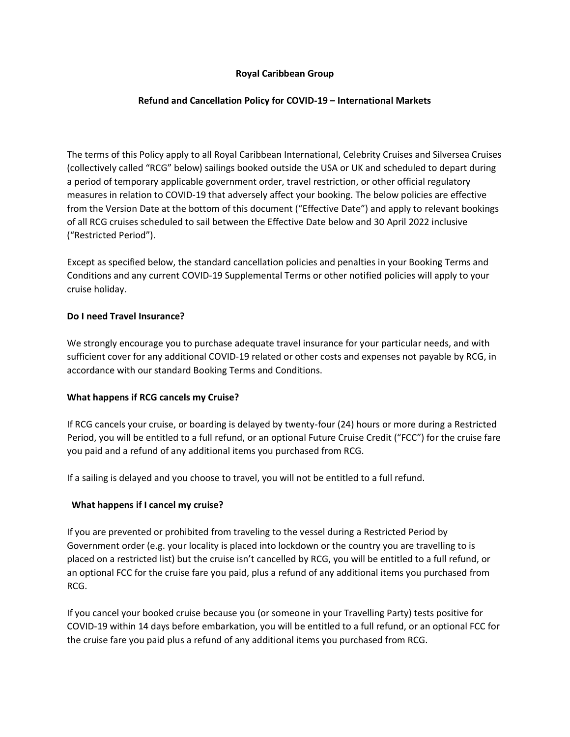**Royal Caribbean Group**

**Refund and Cancellation Policy for COVID-19 – International Markets**

The terms of this Policy apply to all Royal Caribbean International, Celebrity Cruises and Silversea Cruises (collectively called "RCG" below) sailings booked outside the USA or UK and scheduled to depart during a period of temporary applicable government order, travel restriction, or other official regulatory measures in relation to COVID-19 that adversely affect your booking. The below policies are effective from the Version Date at the bottom of this document ("Effective Date") and apply to relevant bookings of all RCG cruises scheduled to sail between the Effective Date below and 30 April 2022 inclusive ("Restricted Period").

Except as specified below, the standard cancellation policies and penalties in your Booking Terms and Conditions and any current COVID-19 Supplemental Terms or other notified policies will apply to your cruise holiday.

**Do I need Travel Insurance?**

We strongly encourage you to purchase adequate travel insurance for your particular needs, and with sufficient cover for any additional COVID-19 related or other costs and expenses not payable by RCG, in accordance with our standard Booking Terms and Conditions.

**What happens if RCG cancels my Cruise?**

If RCG cancels your cruise, or boarding is delayed by twenty-four (24) hours or more during a Restricted Period, you will be entitled to a full refund, or an optional Future Cruise Credit ("FCC") for the cruise fare you paid and a refund of any additional items you purchased from RCG.

If a sailing is delayed and you choose to travel, you will not be entitled to a full refund.

**What happens if I cancel my cruise?**

If you are prevented or prohibited from traveling to the vessel during a Restricted Period by Government order (e.g. your locality is placed into lockdown or the country you are travelling to is placed on a restricted list) but the cruise isn't cancelled by RCG, you will be entitled to a full refund, or an optional FCC for the cruise fare you paid, plus a refund of any additional items you purchased from RCG.

If you cancel your booked cruise because you (or someone in your Travelling Party) tests positive for COVID-19 within 14 days before embarkation, you will be entitled to a full refund, or an optional FCC for the cruise fare you paid plus a refund of any additional items you purchased from RCG.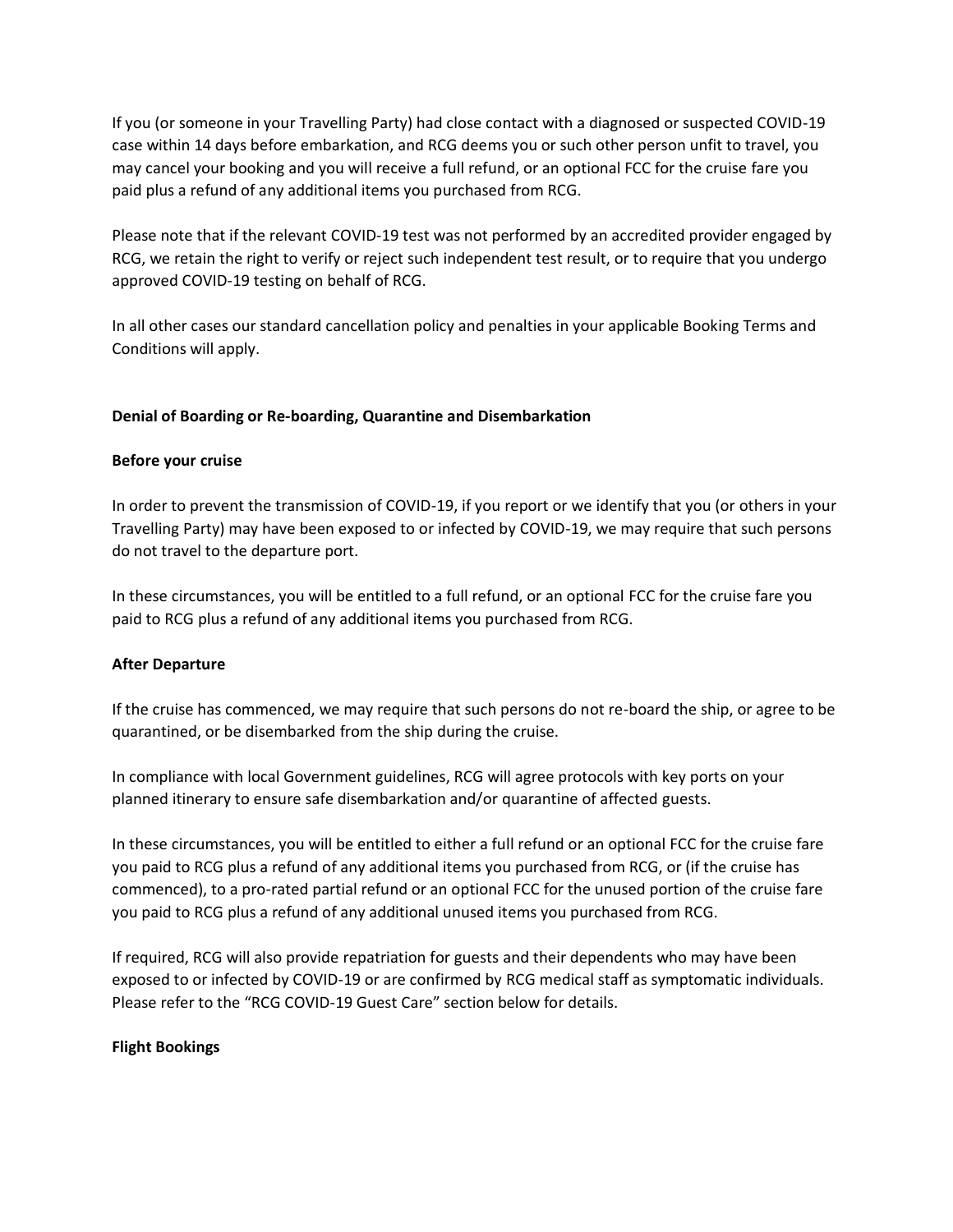If you (or someone in your Travelling Party) had close contact with a diagnosed or suspected COVID-19 case within 14 days before embarkation, and RCG deems you or such other person unfit to travel, you may cancel your booking and you will receive a full refund, or an optional FCC for the cruise fare you paid plus a refund of any additional items you purchased from RCG.

Please note that if the relevant COVID-19 test was not performed by an accredited provider engaged by RCG, we retain the right to verify or reject such independent test result, or to require that you undergo approved COVID-19 testing on behalf of RCG.

In all other cases our standard cancellation policy and penalties in your applicable Booking Terms and Conditions will apply.

**Denial of Boarding or Re-boarding, Quarantine and Disembarkation**

**Before your cruise**

In order to prevent the transmission of COVID-19, if you report or we identify that you (or others in your Travelling Party) may have been exposed to or infected by COVID-19, we may require that such persons do not travel to the departure port.

In these circumstances, you will be entitled to a full refund, or an optional FCC for the cruise fare you paid to RCG plus a refund of any additional items you purchased from RCG.

**After Departure**

If the cruise has commenced, we may require that such persons do not re-board the ship, or agree to be quarantined, or be disembarked from the ship during the cruise.

In compliance with local Government guidelines, RCG will agree protocols with key ports on your planned itinerary to ensure safe disembarkation and/or quarantine of affected guests.

In these circumstances, you will be entitled to either a full refund or an optional FCC for the cruise fare you paid to RCG plus a refund of any additional items you purchased from RCG, or (if the cruise has commenced), to a pro-rated partial refund or an optional FCC for the unused portion of the cruise fare you paid to RCG plus a refund of any additional unused items you purchased from RCG.

If required, RCG will also provide repatriation for guests and their dependents who may have been exposed to or infected by COVID-19 or are confirmed by RCG medical staff as symptomatic individuals. Please refer to the "RCG COVID-19 Guest Care" section below for details.

**Flight Bookings**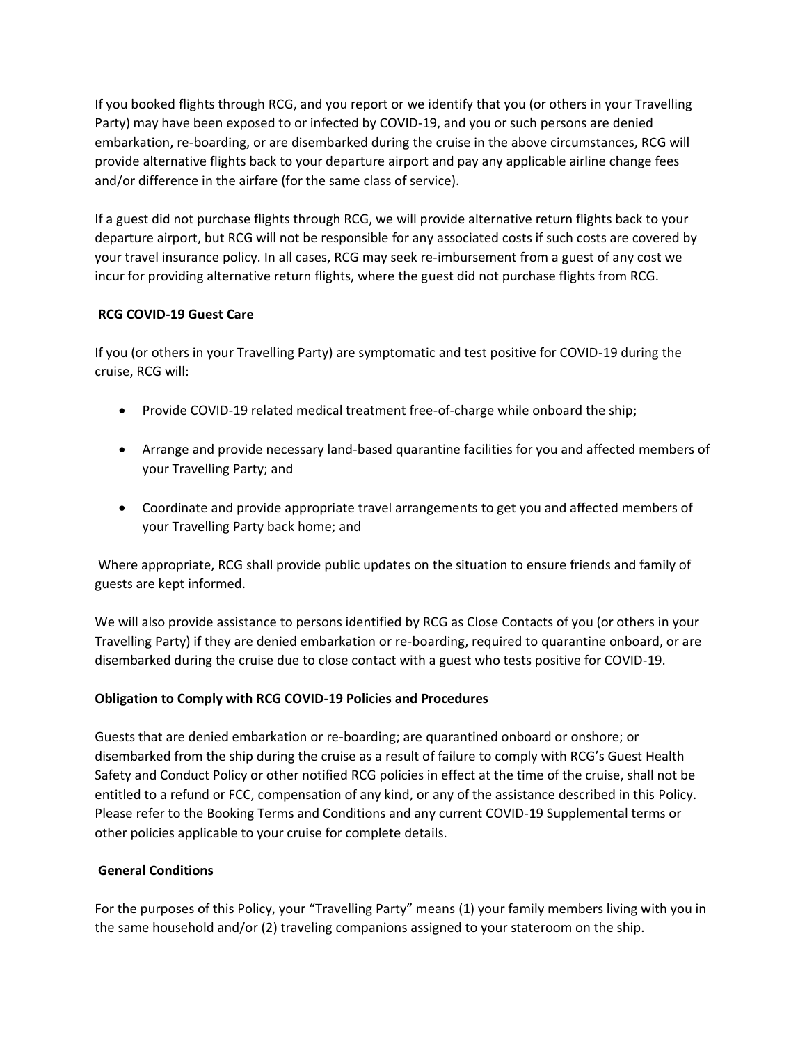If you booked flights through RCG, and you report or we identify that you (or others in your Travelling Party) may have been exposed to or infected by COVID-19, and you or such persons are denied embarkation, re-boarding, or are disembarked during the cruise in the above circumstances, RCG will provide alternative flights back to your departure airport and pay any applicable airline change fees and/or difference in the airfare (for the same class of service).

If a guest did not purchase flights through RCG, we will provide alternative return flights back to your departure airport, but RCG will not be responsible for any associated costs if such costs are covered by your travel insurance policy. In all cases, RCG may seek re-imbursement from a guest of any cost we incur for providing alternative return flights, where the guest did not purchase flights from RCG.

**RCG COVID-19 Guest Care**

If you (or others in your Travelling Party) are symptomatic and test positive for COVID-19 during the cruise, RCG will:

- Provide COVID-19 related medical treatment free-of-charge while onboard the ship;
- Arrange and provide necessary land-based quarantine facilities for you and affected members of your Travelling Party; and
- Coordinate and provide appropriate travel arrangements to get you and affected members of your Travelling Party back home; and

Where appropriate, RCG shall provide public updates on the situation to ensure friends and family of guests are kept informed.

We will also provide assistance to persons identified by RCG as Close Contacts of you (or others in your Travelling Party) if they are denied embarkation or re-boarding, required to quarantine onboard, or are disembarked during the cruise due to close contact with a guest who tests positive for COVID-19.

**Obligation to Comply with RCG COVID-19 Policies and Procedures**

Guests that are denied embarkation or re-boarding; are quarantined onboard or onshore; or disembarked from the ship during the cruise as a result of failure to comply with RCG's Guest Health Safety and Conduct Policy or other notified RCG policies in effect at the time of the cruise, shall not be entitled to a refund or FCC, compensation of any kind, or any of the assistance described in this Policy. Please refer to the Booking Terms and Conditions and any current COVID-19 Supplemental terms or other policies applicable to your cruise for complete details.

**General Conditions**

For the purposes of this Policy, your "Travelling Party" means (1) your family members living with you in the same household and/or (2) traveling companions assigned to your stateroom on the ship.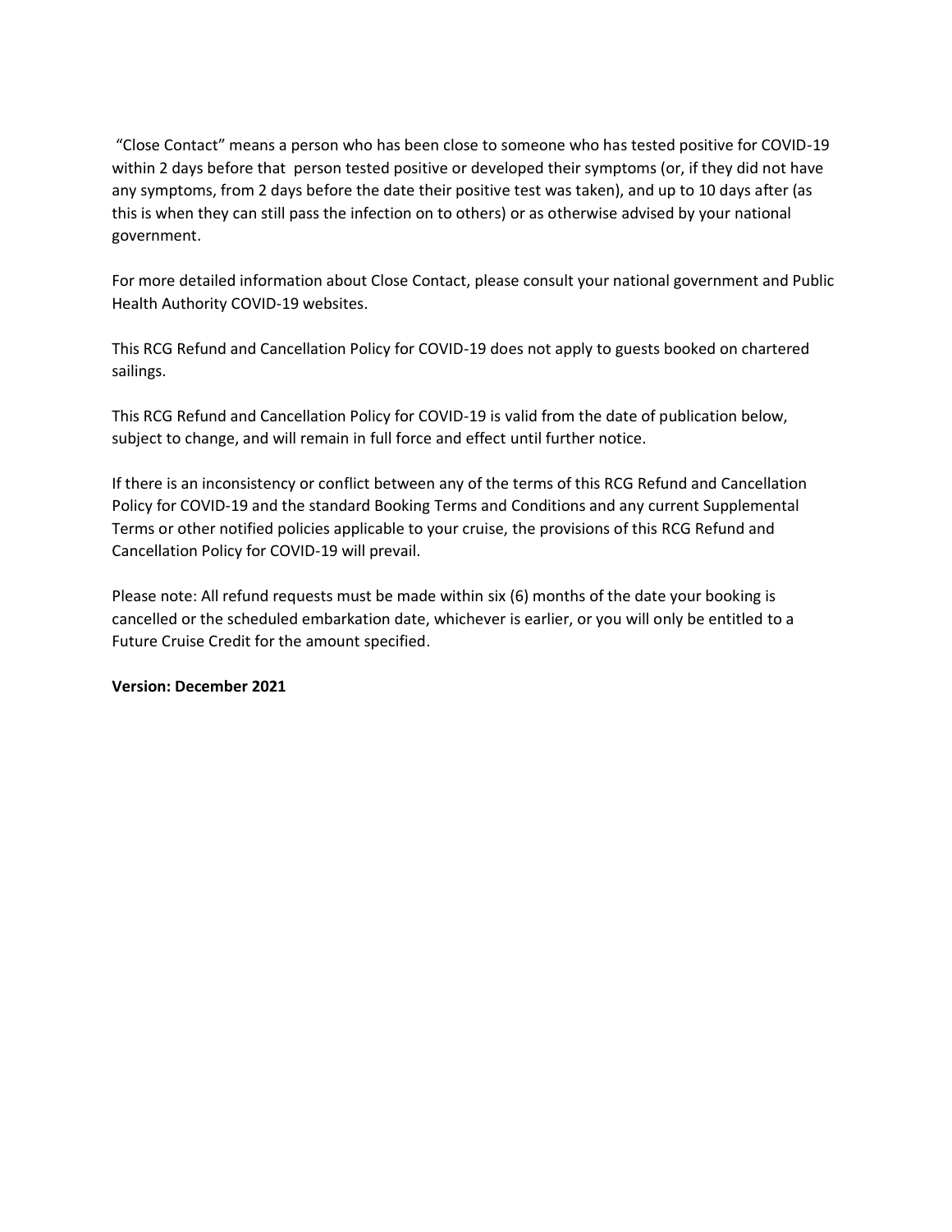"Close Contact" means a person who has been close to someone who has tested positive for COVID-19 within 2 days before that person tested positive or developed their symptoms (or, if they did not have any symptoms, from 2 days before the date their positive test was taken), and up to 10 days after (as this is when they can still pass the infection on to others) or as otherwise advised by your national government.

For more detailed information about Close Contact, please consult your national government and Public Health Authority COVID-19 websites.

This RCG Refund and Cancellation Policy for COVID-19 does not apply to guests booked on chartered sailings.

This RCG Refund and Cancellation Policy for COVID-19 is valid from the date of publication below, subject to change, and will remain in full force and effect until further notice.

If there is an inconsistency or conflict between any of the terms of this RCG Refund and Cancellation Policy for COVID-19 and the standard Booking Terms and Conditions and any current Supplemental Terms or other notified policies applicable to your cruise, the provisions of this RCG Refund and Cancellation Policy for COVID-19 will prevail.

Please note: All refund requests must be made within six (6) months of the date your booking is cancelled or the scheduled embarkation date, whichever is earlier, or you will only be entitled to a Future Cruise Credit for the amount specified.

**Version: December 2021**